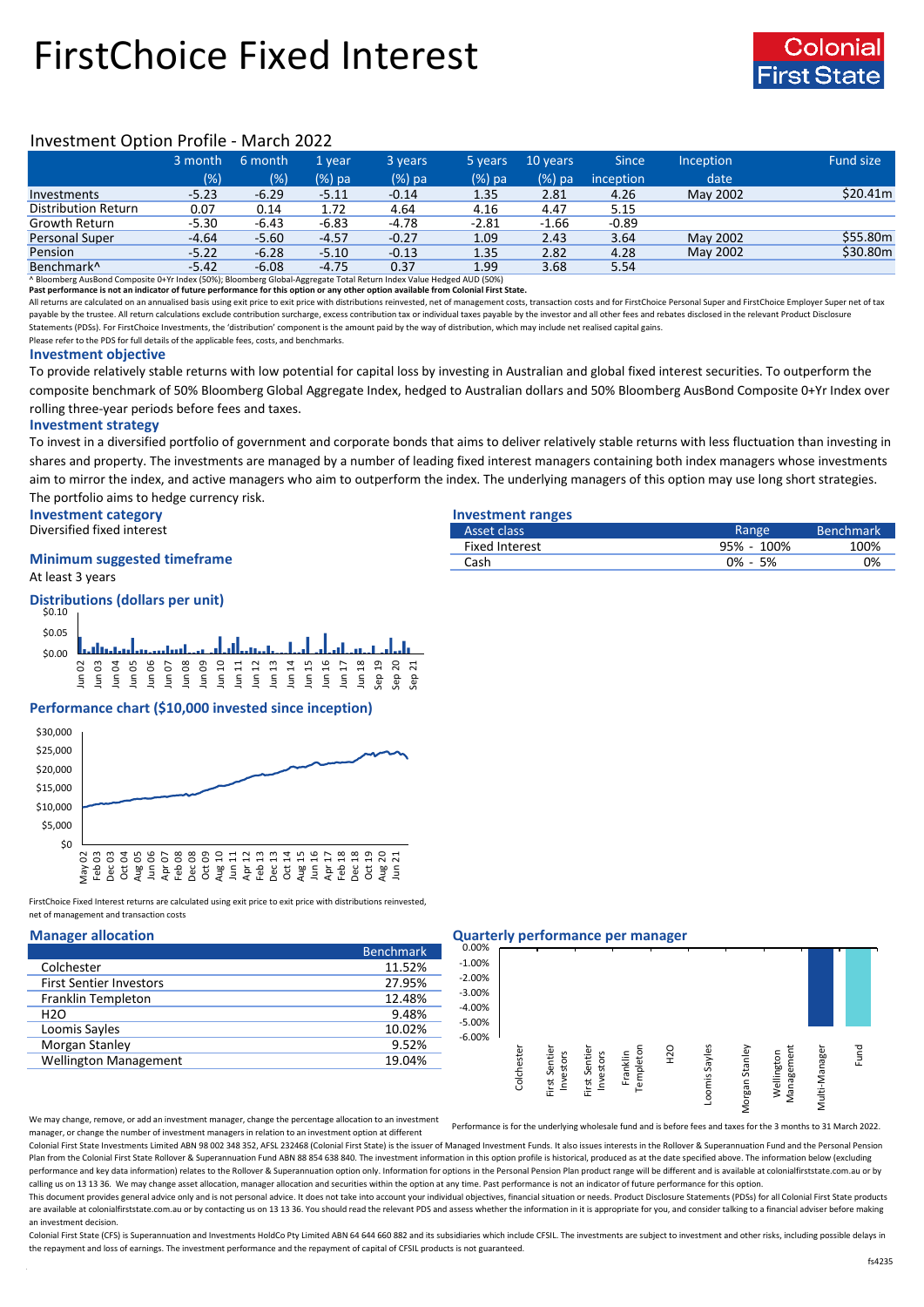# FirstChoice Fixed Interest

Colonial First State

## Investment Option Profile - March 2022

| | 3 month (%) | 6 month (%) | 1 year (%) pa | 3 years (%) pa | 5 years (%) pa | 10 years (%) pa | Since inception | Inception date | Fund size |
|---|---|---|---|---|---|---|---|---|---|
| Investments | -5.23 | -6.29 | -5.11 | -0.14 | 1.35 | 2.81 | 4.26 | May 2002 | $20.41m |
| Distribution Return | 0.07 | 0.14 | 1.72 | 4.64 | 4.16 | 4.47 | 5.15 | | |
| Growth Return | -5.30 | -6.43 | -6.83 | -4.78 | -2.81 | -1.66 | -0.89 | | |
| Personal Super | -4.64 | -5.60 | -4.57 | -0.27 | 1.09 | 2.43 | 3.64 | May 2002 | $55.80m |
| Pension | -5.22 | -6.28 | -5.10 | -0.13 | 1.35 | 2.82 | 4.28 | May 2002 | $30.80m |
| Benchmark^ | -5.42 | -6.08 | -4.75 | 0.37 | 1.99 | 3.68 | 5.54 | | |

^ Bloomberg AusBond Composite 0+Yr Index (50%); Bloomberg Global-Aggregate Total Return Index Value Hedged AUD (50%)

**Past performance is not an indicator of future performance for this option or any other option available from Colonial First State.**

All returns are calculated on an annualised basis using exit price to exit price with distributions reinvested, net of management costs, transaction costs and for FirstChoice Personal Super and FirstChoice Employer Super net of tax payable by the trustee. All return calculations exclude contribution surcharge, excess contribution tax or individual taxes payable by the investor and all other fees and rebates disclosed in the relevant Product Disclosure Statements (PDSs). For FirstChoice Investments, the 'distribution' component is the amount paid by the way of distribution, which may include net realised capital gains.

Please refer to the PDS for full details of the applicable fees, costs, and benchmarks.

### Investment objective

To provide relatively stable returns with low potential for capital loss by investing in Australian and global fixed interest securities. To outperform the composite benchmark of 50% Bloomberg Global Aggregate Index, hedged to Australian dollars and 50% Bloomberg AusBond Composite 0+Yr Index over rolling three-year periods before fees and taxes.

### Investment strategy

To invest in a diversified portfolio of government and corporate bonds that aims to deliver relatively stable returns with less fluctuation than investing in shares and property. The investments are managed by a number of leading fixed interest managers containing both index managers whose investments aim to mirror the index, and active managers who aim to outperform the index. The underlying managers of this option may use long short strategies. The portfolio aims to hedge currency risk.

### Investment category

Diversified fixed interest

### Minimum suggested timeframe

At least 3 years

### Investment ranges

| Asset class | Range | Benchmark |
|---|---|---|
| Fixed Interest | 95% - 100% | 100% |
| Cash | 0% - 5% | 0% |

### Distributions (dollars per unit)

### Performance chart ($10,000 invested since inception)

FirstChoice Fixed Interest returns are calculated using exit price to exit price with distributions reinvested, net of management and transaction costs

### Manager allocation

| | Benchmark |
|---|---|
| Colchester | 11.52% |
| First Sentier Investors | 27.95% |
| Franklin Templeton | 12.48% |
| H2O | 9.48% |
| Loomis Sayles | 10.02% |
| Morgan Stanley | 9.52% |
| Wellington Management | 19.04% |

We may change, remove, or add an investment manager, change the percentage allocation to an investment manager, or change the number of investment managers in relation to an investment option at different

### Quarterly performance per manager

Performance is for the underlying wholesale fund and is before fees and taxes for the 3 months to 31 March 2022.

Colonial First State Investments Limited ABN 98 002 348 352, AFSL 232468 (Colonial First State) is the issuer of Managed Investment Funds. It also issues interests in the Rollover & Superannuation Fund and the Personal Pension Plan from the Colonial First State Rollover & Superannuation Fund ABN 88 854 638 840. The investment information in this option profile is historical, produced as at the date specified above. The information below (excluding performance and key data information) relates to the Rollover & Superannuation option only. Information for options in the Personal Pension Plan product range will be different and is available at colonialfirststate.com.au or by calling us on 13 13 36. We may change asset allocation, manager allocation and securities within the option at any time. Past performance is not an indicator of future performance for this option.

This document provides general advice only and is not personal advice. It does not take into account your individual objectives, financial situation or needs. Product Disclosure Statements (PDSs) for all Colonial First State products are available at colonialfirststate.com.au or by contacting us on 13 13 36. You should read the relevant PDS and assess whether the information in it is appropriate for you, and consider talking to a financial adviser before making an investment decision.

Colonial First State (CFS) is Superannuation and Investments HoldCo Pty Limited ABN 64 644 660 882 and its subsidiaries which include CFSIL. The investments are subject to investment and other risks, including possible delays in the repayment and loss of earnings. The investment performance and the repayment of capital of CFSIL products is not guaranteed.

fs4235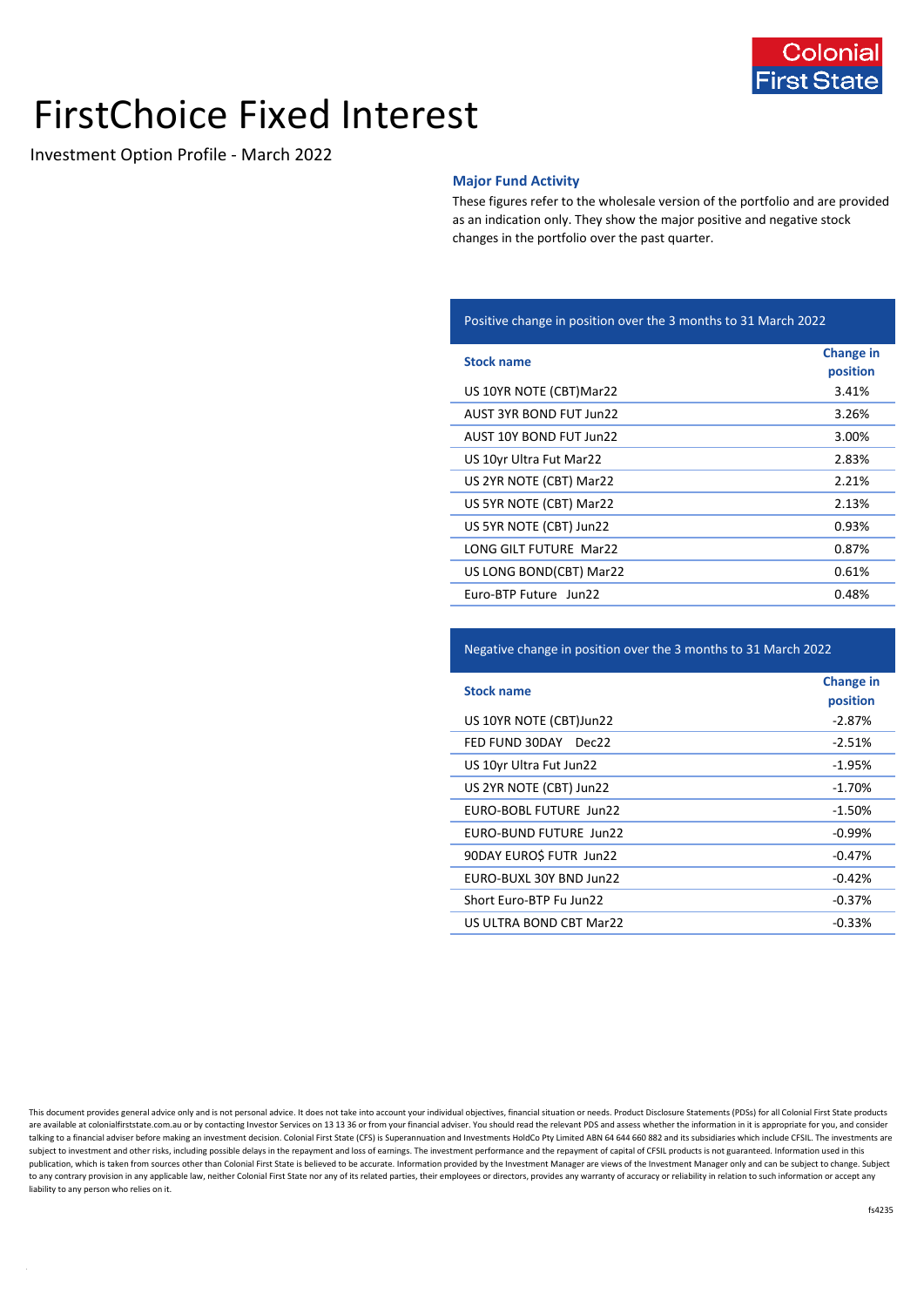# FirstChoice Fixed Interest

Investment Option Profile - March 2022

### Major Fund Activity

These figures refer to the wholesale version of the portfolio and are provided as an indication only. They show the major positive and negative stock changes in the portfolio over the past quarter.

**Positive change in position over the 3 months to 31 March 2022**

| Stock name | Change in position |
|---|---|
| US 10YR NOTE (CBT)Mar22 | 3.41% |
| AUST 3YR BOND FUT Jun22 | 3.26% |
| AUST 10Y BOND FUT Jun22 | 3.00% |
| US 10yr Ultra Fut Mar22 | 2.83% |
| US 2YR NOTE (CBT) Mar22 | 2.21% |
| US 5YR NOTE (CBT) Mar22 | 2.13% |
| US 5YR NOTE (CBT) Jun22 | 0.93% |
| LONG GILT FUTURE Mar22 | 0.87% |
| US LONG BOND(CBT) Mar22 | 0.61% |
| Euro-BTP Future Jun22 | 0.48% |

**Negative change in position over the 3 months to 31 March 2022**

| Stock name | Change in position |
|---|---|
| US 10YR NOTE (CBT)Jun22 | -2.87% |
| FED FUND 30DAY Dec22 | -2.51% |
| US 10yr Ultra Fut Jun22 | -1.95% |
| US 2YR NOTE (CBT) Jun22 | -1.70% |
| EURO-BOBL FUTURE Jun22 | -1.50% |
| EURO-BUND FUTURE Jun22 | -0.99% |
| 90DAY EURO$ FUTR Jun22 | -0.47% |
| EURO-BUXL 30Y BND Jun22 | -0.42% |
| Short Euro-BTP Fu Jun22 | -0.37% |
| US ULTRA BOND CBT Mar22 | -0.33% |

This document provides general advice only and is not personal advice. It does not take into account your individual objectives, financial situation or needs. Product Disclosure Statements (PDSs) for all Colonial First State products are available at colonialfirststate.com.au or by contacting Investor Services on 13 13 36 or from your financial adviser. You should read the relevant PDS and assess whether the information in it is appropriate for you, and consider talking to a financial adviser before making an investment decision. Colonial First State (CFS) is Superannuation and Investments HoldCo Pty Limited ABN 64 644 660 882 and its subsidiaries which include CFSIL. The investments are subject to investment and other risks, including possible delays in the repayment and loss of earnings. The investment performance and the repayment of capital of CFSIL products is not guaranteed. Information used in this publication, which is taken from sources other than Colonial First State is believed to be accurate. Information provided by the Investment Manager are views of the Investment Manager only and can be subject to change. Subject to any contrary provision in any applicable law, neither Colonial First State nor any of its related parties, their employees or directors, provides any warranty of accuracy or reliability in relation to such information or accept any liability to any person who relies on it.

fs4235